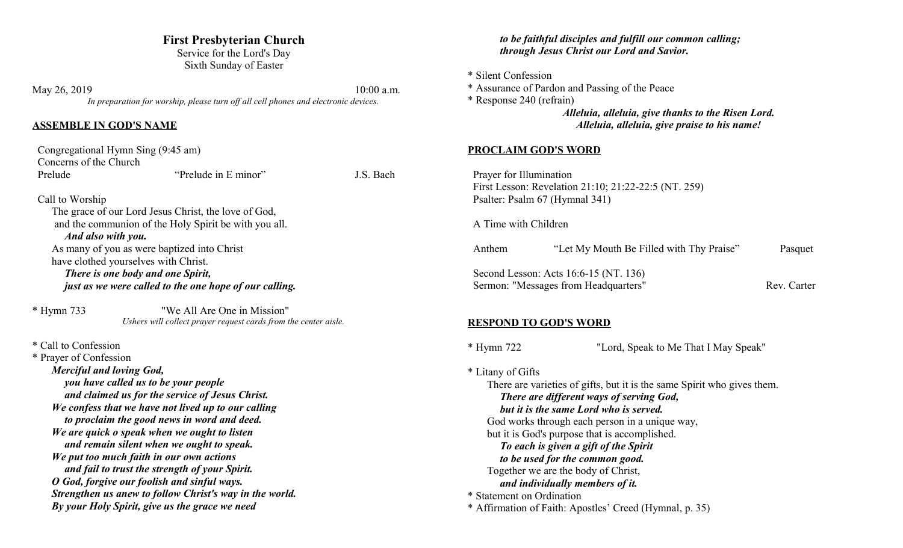# First Presbyterian Church

Service for the Lord's Day
Sixth Sunday of Easter

May 26, 2019 10:00 a.m.

*In preparation for worship, please turn off all cell phones and electronic devices.*

## ASSEMBLE IN GOD'S NAME

Congregational Hymn Sing (9:45 am)
Concerns of the Church
Prelude "Prelude in E minor" J.S. Bach

Call to Worship
The grace of our Lord Jesus Christ, the love of God,
and the communion of the Holy Spirit be with you all.
***And also with you.***
As many of you as were baptized into Christ
have clothed yourselves with Christ.
***There is one body and one Spirit,***
***just as we were called to the one hope of our calling.***

* Hymn 733 "We All Are One in Mission"
*Ushers will collect prayer request cards from the center aisle.*

* Call to Confession
* Prayer of Confession
***Merciful and loving God,***
***you have called us to be your people***
***and claimed us for the service of Jesus Christ.***
***We confess that we have not lived up to our calling***
***to proclaim the good news in word and deed.***
***We are quick o speak when we ought to listen***
***and remain silent when we ought to speak.***
***We put too much faith in our own actions***
***and fail to trust the strength of your Spirit.***
***O God, forgive our foolish and sinful ways.***
***Strengthen us anew to follow Christ's way in the world.***
***By your Holy Spirit, give us the grace we need***
***to be faithful disciples and fulfill our common calling;***
***through Jesus Christ our Lord and Savior.***

* Silent Confession
* Assurance of Pardon and Passing of the Peace
* Response 240 (refrain)
***Alleluia, alleluia, give thanks to the Risen Lord.***
***Alleluia, alleluia, give praise to his name!***

## PROCLAIM GOD'S WORD

Prayer for Illumination
First Lesson: Revelation 21:10; 21:22-22:5 (NT. 259)
Psalter: Psalm 67 (Hymnal 341)

A Time with Children

Anthem "Let My Mouth Be Filled with Thy Praise" Pasquet

Second Lesson: Acts 16:6-15 (NT. 136)
Sermon: "Messages from Headquarters" Rev. Carter

## RESPOND TO GOD'S WORD

* Hymn 722 "Lord, Speak to Me That I May Speak"

* Litany of Gifts
There are varieties of gifts, but it is the same Spirit who gives them.
***There are different ways of serving God,***
***but it is the same Lord who is served.***
God works through each person in a unique way,
but it is God's purpose that is accomplished.
***To each is given a gift of the Spirit***
***to be used for the common good.***
Together we are the body of Christ,
***and individually members of it.***
* Statement on Ordination
* Affirmation of Faith: Apostles' Creed (Hymnal, p. 35)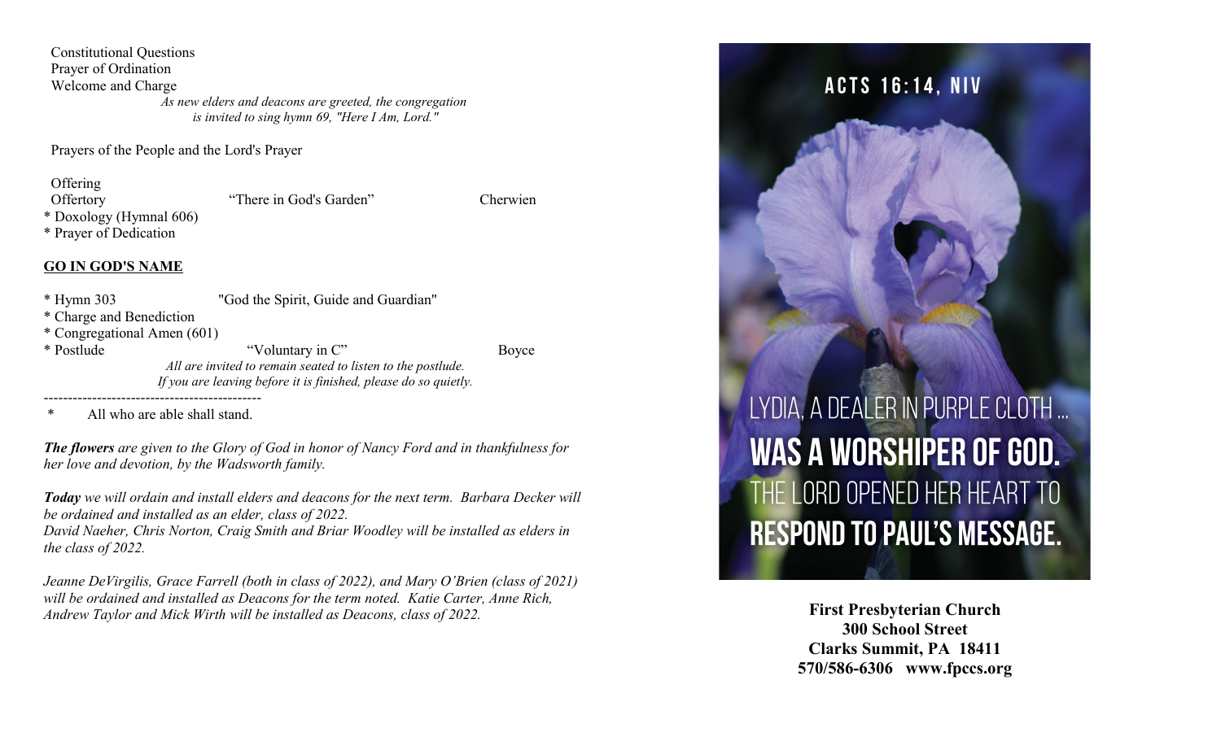Constitutional Questions
Prayer of Ordination
Welcome and Charge

*As new elders and deacons are greeted, the congregation is invited to sing hymn 69, "Here I Am, Lord."*

Prayers of the People and the Lord's Prayer

Offering
Offertory "There in God's Garden" Cherwien
* Doxology (Hymnal 606)
* Prayer of Dedication

**GO IN GOD'S NAME**

* Hymn 303 "God the Spirit, Guide and Guardian"
* Charge and Benediction
* Congregational Amen (601)
* Postlude "Voluntary in C" Boyce

*All are invited to remain seated to listen to the postlude. If you are leaving before it is finished, please do so quietly.*

---

* All who are able shall stand.

***The flowers*** *are given to the Glory of God in honor of Nancy Ford and in thankfulness for her love and devotion, by the Wadsworth family.*

***Today*** *we will ordain and install elders and deacons for the next term. Barbara Decker will be ordained and installed as an elder, class of 2022.*
*David Naeher, Chris Norton, Craig Smith and Briar Woodley will be installed as elders in the class of 2022.*

*Jeanne DeVirgilis, Grace Farrell (both in class of 2022), and Mary O'Brien (class of 2021) will be ordained and installed as Deacons for the term noted. Katie Carter, Anne Rich, Andrew Taylor and Mick Wirth will be installed as Deacons, class of 2022.*

ACTS 16:14, NIV

LYDIA, A DEALER IN PURPLE CLOTH ...
**WAS A WORSHIPER OF GOD.**
THE LORD OPENED HER HEART TO
**RESPOND TO PAUL'S MESSAGE.**

**First Presbyterian Church**
**300 School Street**
**Clarks Summit, PA 18411**
**570/586-6306 www.fpccs.org**